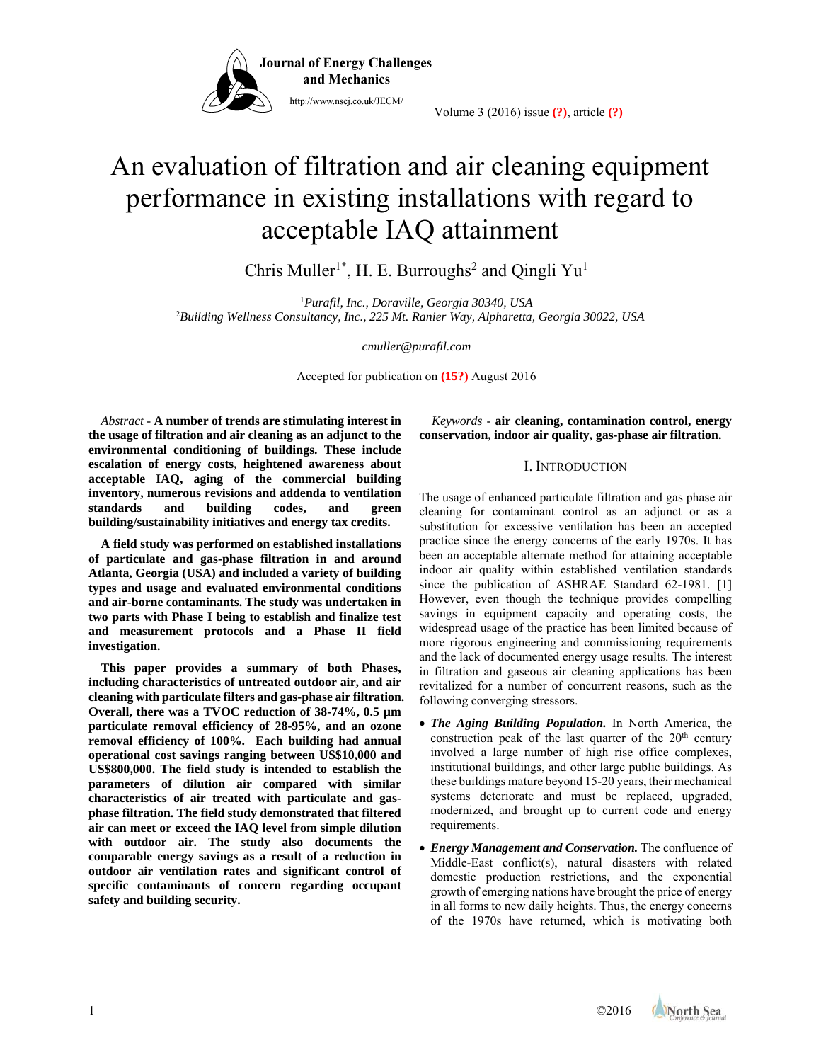# An evaluation of filtration and air cleaning equipment performance in existing installations with regard to acceptable IAQ attainment

Chris Muller[1*], H. E. Burroughs[2] and Qingli Yu[1]

[1]*Purafil, Inc., Doraville, Georgia 30340, USA*
[2]*Building Wellness Consultancy, Inc., 225 Mt. Ranier Way, Alpharetta, Georgia 30022, USA*

*cmuller@purafil.com*

Accepted for publication on (15?) August 2016

*Abstract* - **A number of trends are stimulating interest in the usage of filtration and air cleaning as an adjunct to the environmental conditioning of buildings. These include escalation of energy costs, heightened awareness about acceptable IAQ, aging of the commercial building inventory, numerous revisions and addenda to ventilation standards and building codes, and green building/sustainability initiatives and energy tax credits.**

**A field study was performed on established installations of particulate and gas-phase filtration in and around Atlanta, Georgia (USA) and included a variety of building types and usage and evaluated environmental conditions and air-borne contaminants. The study was undertaken in two parts with Phase I being to establish and finalize test and measurement protocols and a Phase II field investigation.**

**This paper provides a summary of both Phases, including characteristics of untreated outdoor air, and air cleaning with particulate filters and gas-phase air filtration. Overall, there was a TVOC reduction of 38-74%, 0.5 µm particulate removal efficiency of 28-95%, and an ozone removal efficiency of 100%. Each building had annual operational cost savings ranging between US$10,000 and US$800,000. The field study is intended to establish the parameters of dilution air compared with similar characteristics of air treated with particulate and gas-phase filtration. The field study demonstrated that filtered air can meet or exceed the IAQ level from simple dilution with outdoor air. The study also documents the comparable energy savings as a result of a reduction in outdoor air ventilation rates and significant control of specific contaminants of concern regarding occupant safety and building security.**

*Keywords* - **air cleaning, contamination control, energy conservation, indoor air quality, gas-phase air filtration.**

## I. Introduction

The usage of enhanced particulate filtration and gas phase air cleaning for contaminant control as an adjunct or as a substitution for excessive ventilation has been an accepted practice since the energy concerns of the early 1970s. It has been an acceptable alternate method for attaining acceptable indoor air quality within established ventilation standards since the publication of ASHRAE Standard 62-1981. [1] However, even though the technique provides compelling savings in equipment capacity and operating costs, the widespread usage of the practice has been limited because of more rigorous engineering and commissioning requirements and the lack of documented energy usage results. The interest in filtration and gaseous air cleaning applications has been revitalized for a number of concurrent reasons, such as the following converging stressors.

- ***The Aging Building Population.*** In North America, the construction peak of the last quarter of the 20th century involved a large number of high rise office complexes, institutional buildings, and other large public buildings. As these buildings mature beyond 15-20 years, their mechanical systems deteriorate and must be replaced, upgraded, modernized, and brought up to current code and energy requirements.
- ***Energy Management and Conservation.*** The confluence of Middle-East conflict(s), natural disasters with related domestic production restrictions, and the exponential growth of emerging nations have brought the price of energy in all forms to new daily heights. Thus, the energy concerns of the 1970s have returned, which is motivating both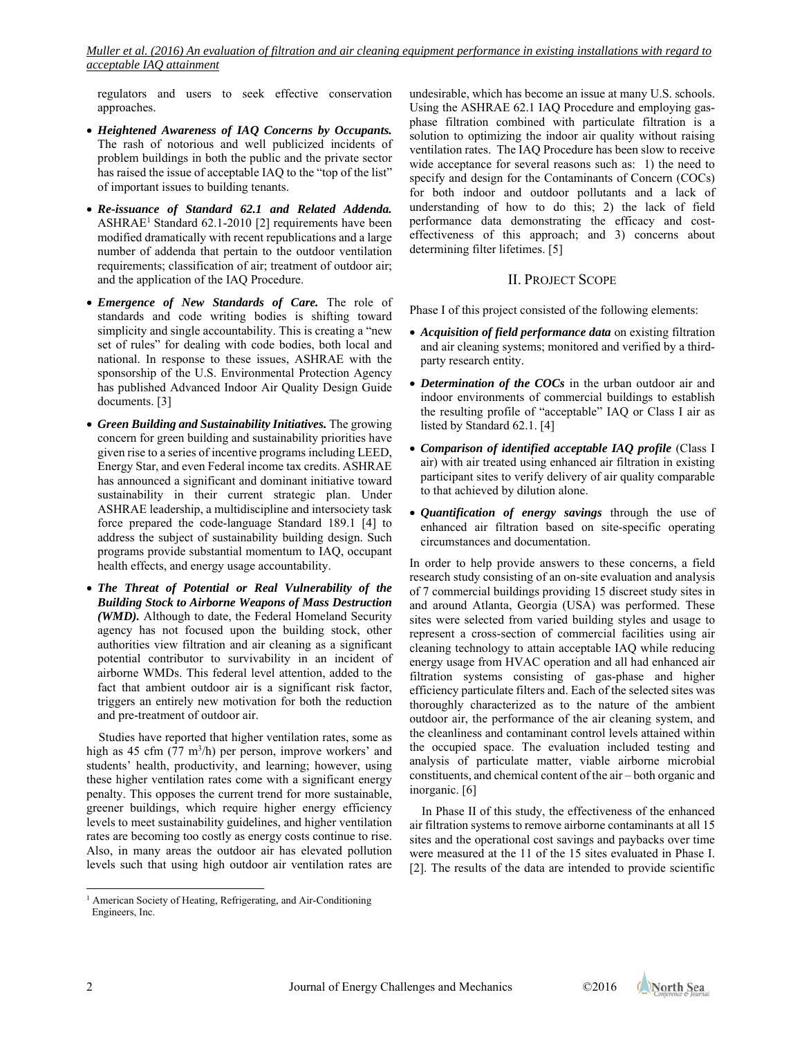regulators and users to seek effective conservation approaches.

- ***Heightened Awareness of IAQ Concerns by Occupants.*** The rash of notorious and well publicized incidents of problem buildings in both the public and the private sector has raised the issue of acceptable IAQ to the "top of the list" of important issues to building tenants.
- ***Re-issuance of Standard 62.1 and Related Addenda.*** ASHRAE[1] Standard 62.1-2010 [2] requirements have been modified dramatically with recent republications and a large number of addenda that pertain to the outdoor ventilation requirements; classification of air; treatment of outdoor air; and the application of the IAQ Procedure.
- ***Emergence of New Standards of Care.*** The role of standards and code writing bodies is shifting toward simplicity and single accountability. This is creating a "new set of rules" for dealing with code bodies, both local and national. In response to these issues, ASHRAE with the sponsorship of the U.S. Environmental Protection Agency has published Advanced Indoor Air Quality Design Guide documents. [3]
- ***Green Building and Sustainability Initiatives.*** The growing concern for green building and sustainability priorities have given rise to a series of incentive programs including LEED, Energy Star, and even Federal income tax credits. ASHRAE has announced a significant and dominant initiative toward sustainability in their current strategic plan. Under ASHRAE leadership, a multidiscipline and intersociety task force prepared the code-language Standard 189.1 [4] to address the subject of sustainability building design. Such programs provide substantial momentum to IAQ, occupant health effects, and energy usage accountability.
- ***The Threat of Potential or Real Vulnerability of the Building Stock to Airborne Weapons of Mass Destruction (WMD).*** Although to date, the Federal Homeland Security agency has not focused upon the building stock, other authorities view filtration and air cleaning as a significant potential contributor to survivability in an incident of airborne WMDs. This federal level attention, added to the fact that ambient outdoor air is a significant risk factor, triggers an entirely new motivation for both the reduction and pre-treatment of outdoor air.

Studies have reported that higher ventilation rates, some as high as 45 cfm (77 m$^3$/h) per person, improve workers' and students' health, productivity, and learning; however, using these higher ventilation rates come with a significant energy penalty. This opposes the current trend for more sustainable, greener buildings, which require higher energy efficiency levels to meet sustainability guidelines, and higher ventilation rates are becoming too costly as energy costs continue to rise. Also, in many areas the outdoor air has elevated pollution levels such that using high outdoor air ventilation rates are undesirable, which has become an issue at many U.S. schools. Using the ASHRAE 62.1 IAQ Procedure and employing gas-phase filtration combined with particulate filtration is a solution to optimizing the indoor air quality without raising ventilation rates. The IAQ Procedure has been slow to receive wide acceptance for several reasons such as: 1) the need to specify and design for the Contaminants of Concern (COCs) for both indoor and outdoor pollutants and a lack of understanding of how to do this; 2) the lack of field performance data demonstrating the efficacy and cost-effectiveness of this approach; and 3) concerns about determining filter lifetimes. [5]

## II. Project Scope

Phase I of this project consisted of the following elements:

- ***Acquisition of field performance data*** on existing filtration and air cleaning systems; monitored and verified by a third-party research entity.
- ***Determination of the COCs*** in the urban outdoor air and indoor environments of commercial buildings to establish the resulting profile of "acceptable" IAQ or Class I air as listed by Standard 62.1. [4]
- ***Comparison of identified acceptable IAQ profile*** (Class I air) with air treated using enhanced air filtration in existing participant sites to verify delivery of air quality comparable to that achieved by dilution alone.
- ***Quantification of energy savings*** through the use of enhanced air filtration based on site-specific operating circumstances and documentation.

In order to help provide answers to these concerns, a field research study consisting of an on-site evaluation and analysis of 7 commercial buildings providing 15 discreet study sites in and around Atlanta, Georgia (USA) was performed. These sites were selected from varied building styles and usage to represent a cross-section of commercial facilities using air cleaning technology to attain acceptable IAQ while reducing energy usage from HVAC operation and all had enhanced air filtration systems consisting of gas-phase and higher efficiency particulate filters and. Each of the selected sites was thoroughly characterized as to the nature of the ambient outdoor air, the performance of the air cleaning system, and the cleanliness and contaminant control levels attained within the occupied space. The evaluation included testing and analysis of particulate matter, viable airborne microbial constituents, and chemical content of the air – both organic and inorganic. [6]

In Phase II of this study, the effectiveness of the enhanced air filtration systems to remove airborne contaminants at all 15 sites and the operational cost savings and paybacks over time were measured at the 11 of the 15 sites evaluated in Phase I. [2]. The results of the data are intended to provide scientific

[1] American Society of Heating, Refrigerating, and Air-Conditioning Engineers, Inc.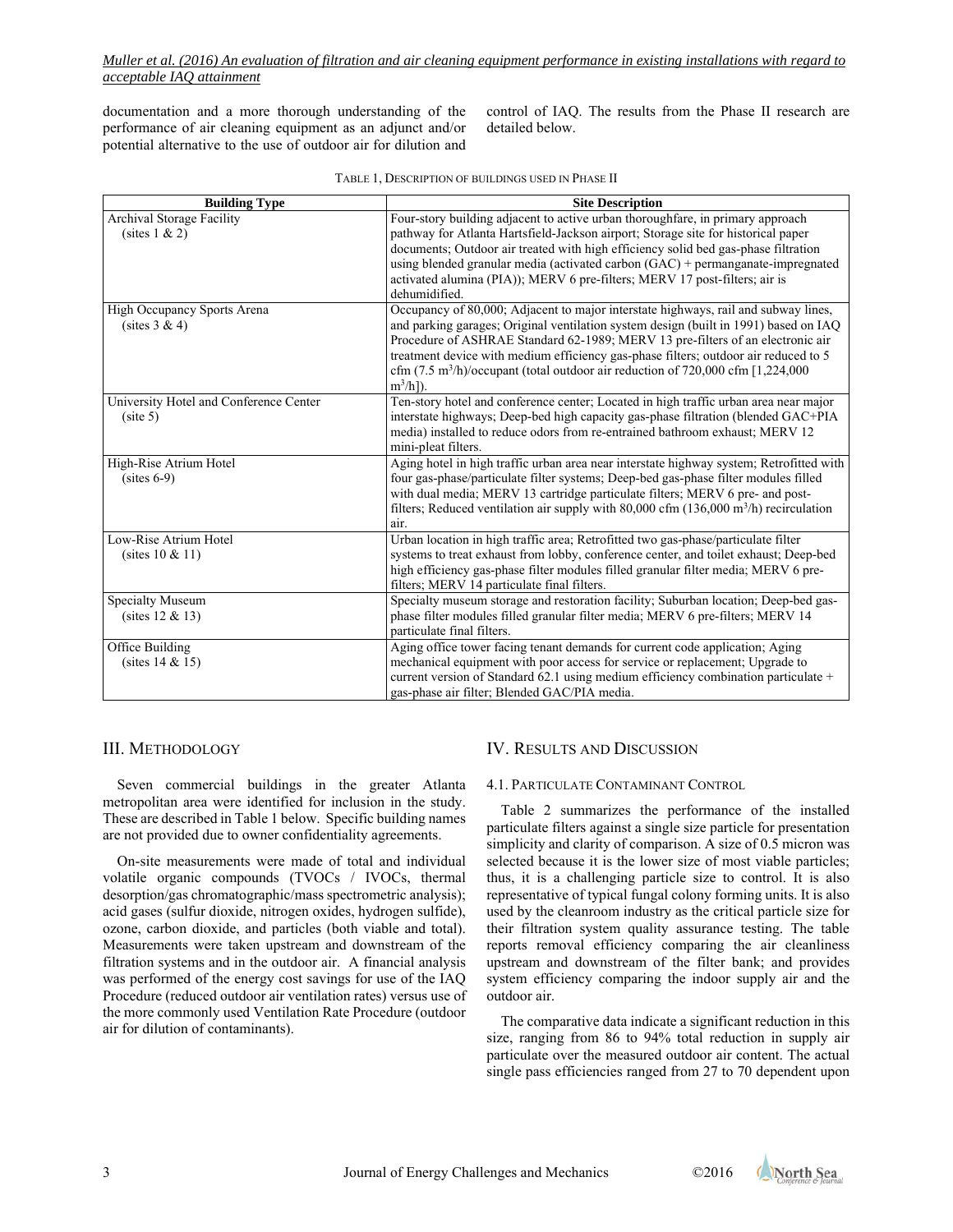documentation and a more thorough understanding of the performance of air cleaning equipment as an adjunct and/or potential alternative to the use of outdoor air for dilution and control of IAQ. The results from the Phase II research are detailed below.

TABLE 1, DESCRIPTION OF BUILDINGS USED IN PHASE II

| Building Type | Site Description |
|---|---|
| Archival Storage Facility (sites 1 & 2) | Four-story building adjacent to active urban thoroughfare, in primary approach pathway for Atlanta Hartsfield-Jackson airport; Storage site for historical paper documents; Outdoor air treated with high efficiency solid bed gas-phase filtration using blended granular media (activated carbon (GAC) + permanganate-impregnated activated alumina (PIA)); MERV 6 pre-filters; MERV 17 post-filters; air is dehumidified. |
| High Occupancy Sports Arena (sites 3 & 4) | Occupancy of 80,000; Adjacent to major interstate highways, rail and subway lines, and parking garages; Original ventilation system design (built in 1991) based on IAQ Procedure of ASHRAE Standard 62-1989; MERV 13 pre-filters of an electronic air treatment device with medium efficiency gas-phase filters; outdoor air reduced to 5 cfm (7.5 $m^3/h$)/occupant (total outdoor air reduction of 720,000 cfm [1,224,000 $m^3/h$]). |
| University Hotel and Conference Center (site 5) | Ten-story hotel and conference center; Located in high traffic urban area near major interstate highways; Deep-bed high capacity gas-phase filtration (blended GAC+PIA media) installed to reduce odors from re-entrained bathroom exhaust; MERV 12 mini-pleat filters. |
| High-Rise Atrium Hotel (sites 6-9) | Aging hotel in high traffic urban area near interstate highway system; Retrofitted with four gas-phase/particulate filter systems; Deep-bed gas-phase filter modules filled with dual media; MERV 13 cartridge particulate filters; MERV 6 pre- and post-filters; Reduced ventilation air supply with 80,000 cfm (136,000 $m^3/h$) recirculation air. |
| Low-Rise Atrium Hotel (sites 10 & 11) | Urban location in high traffic area; Retrofitted two gas-phase/particulate filter systems to treat exhaust from lobby, conference center, and toilet exhaust; Deep-bed high efficiency gas-phase filter modules filled granular filter media; MERV 6 pre-filters; MERV 14 particulate final filters. |
| Specialty Museum (sites 12 & 13) | Specialty museum storage and restoration facility; Suburban location; Deep-bed gas-phase filter modules filled granular filter media; MERV 6 pre-filters; MERV 14 particulate final filters. |
| Office Building (sites 14 & 15) | Aging office tower facing tenant demands for current code application; Aging mechanical equipment with poor access for service or replacement; Upgrade to current version of Standard 62.1 using medium efficiency combination particulate + gas-phase air filter; Blended GAC/PIA media. |

## III. METHODOLOGY

Seven commercial buildings in the greater Atlanta metropolitan area were identified for inclusion in the study. These are described in Table 1 below. Specific building names are not provided due to owner confidentiality agreements.

On-site measurements were made of total and individual volatile organic compounds (TVOCs / IVOCs, thermal desorption/gas chromatographic/mass spectrometric analysis); acid gases (sulfur dioxide, nitrogen oxides, hydrogen sulfide), ozone, carbon dioxide, and particles (both viable and total). Measurements were taken upstream and downstream of the filtration systems and in the outdoor air. A financial analysis was performed of the energy cost savings for use of the IAQ Procedure (reduced outdoor air ventilation rates) versus use of the more commonly used Ventilation Rate Procedure (outdoor air for dilution of contaminants).

## IV. RESULTS AND DISCUSSION

### 4.1. PARTICULATE CONTAMINANT CONTROL

Table 2 summarizes the performance of the installed particulate filters against a single size particle for presentation simplicity and clarity of comparison. A size of 0.5 micron was selected because it is the lower size of most viable particles; thus, it is a challenging particle size to control. It is also representative of typical fungal colony forming units. It is also used by the cleanroom industry as the critical particle size for their filtration system quality assurance testing. The table reports removal efficiency comparing the air cleanliness upstream and downstream of the filter bank; and provides system efficiency comparing the indoor supply air and the outdoor air.

The comparative data indicate a significant reduction in this size, ranging from 86 to 94% total reduction in supply air particulate over the measured outdoor air content. The actual single pass efficiencies ranged from 27 to 70 dependent upon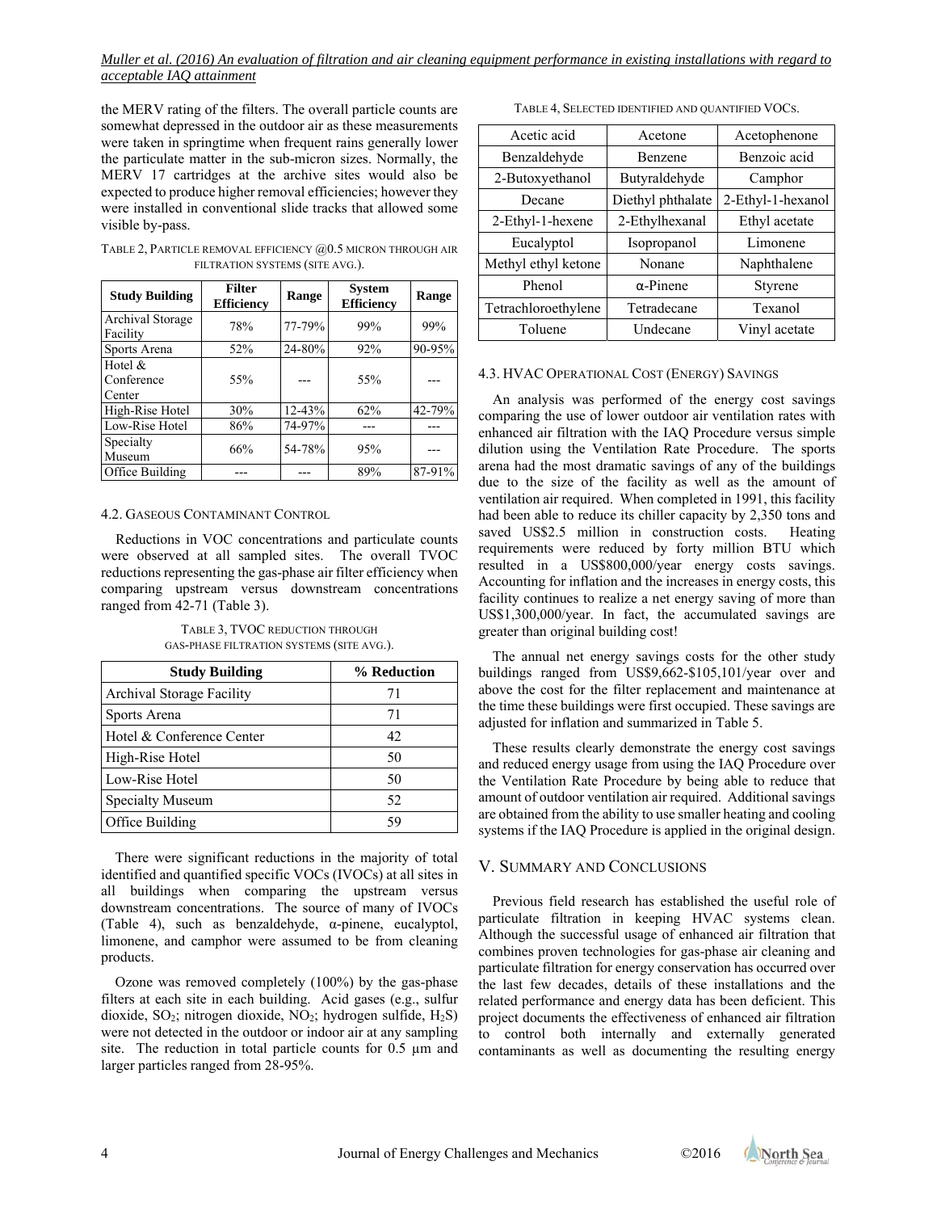the MERV rating of the filters. The overall particle counts are somewhat depressed in the outdoor air as these measurements were taken in springtime when frequent rains generally lower the particulate matter in the sub-micron sizes. Normally, the MERV 17 cartridges at the archive sites would also be expected to produce higher removal efficiencies; however they were installed in conventional slide tracks that allowed some visible by-pass.

TABLE 2, PARTICLE REMOVAL EFFICIENCY @0.5 MICRON THROUGH AIR FILTRATION SYSTEMS (SITE AVG.).

| Study Building | Filter Efficiency | Range | System Efficiency | Range |
|---|---|---|---|---|
| Archival Storage Facility | 78% | 77-79% | 99% | 99% |
| Sports Arena | 52% | 24-80% | 92% | 90-95% |
| Hotel & Conference Center | 55% | --- | 55% | --- |
| High-Rise Hotel | 30% | 12-43% | 62% | 42-79% |
| Low-Rise Hotel | 86% | 74-97% | --- | --- |
| Specialty Museum | 66% | 54-78% | 95% | --- |
| Office Building | --- | --- | 89% | 87-91% |

## 4.2. GASEOUS CONTAMINANT CONTROL

Reductions in VOC concentrations and particulate counts were observed at all sampled sites. The overall TVOC reductions representing the gas-phase air filter efficiency when comparing upstream versus downstream concentrations ranged from 42-71 (Table 3).

TABLE 3, TVOC REDUCTION THROUGH GAS-PHASE FILTRATION SYSTEMS (SITE AVG.).

| Study Building | % Reduction |
|---|---|
| Archival Storage Facility | 71 |
| Sports Arena | 71 |
| Hotel & Conference Center | 42 |
| High-Rise Hotel | 50 |
| Low-Rise Hotel | 50 |
| Specialty Museum | 52 |
| Office Building | 59 |

There were significant reductions in the majority of total identified and quantified specific VOCs (IVOCs) at all sites in all buildings when comparing the upstream versus downstream concentrations. The source of many of IVOCs (Table 4), such as benzaldehyde, α-pinene, eucalyptol, limonene, and camphor were assumed to be from cleaning products.

Ozone was removed completely (100%) by the gas-phase filters at each site in each building. Acid gases (e.g., sulfur dioxide, $SO_2$; nitrogen dioxide, $NO_2$; hydrogen sulfide, $H_2S$) were not detected in the outdoor or indoor air at any sampling site. The reduction in total particle counts for 0.5 µm and larger particles ranged from 28-95%.

TABLE 4, SELECTED IDENTIFIED AND QUANTIFIED VOCS.

| | | |
|---|---|---|
| Acetic acid | Acetone | Acetophenone |
| Benzaldehyde | Benzene | Benzoic acid |
| 2-Butoxyethanol | Butyraldehyde | Camphor |
| Decane | Diethyl phthalate | 2-Ethyl-1-hexanol |
| 2-Ethyl-1-hexene | 2-Ethylhexanal | Ethyl acetate |
| Eucalyptol | Isopropanol | Limonene |
| Methyl ethyl ketone | Nonane | Naphthalene |
| Phenol | α-Pinene | Styrene |
| Tetrachloroethylene | Tetradecane | Texanol |
| Toluene | Undecane | Vinyl acetate |

## 4.3. HVAC OPERATIONAL COST (ENERGY) SAVINGS

An analysis was performed of the energy cost savings comparing the use of lower outdoor air ventilation rates with enhanced air filtration with the IAQ Procedure versus simple dilution using the Ventilation Rate Procedure. The sports arena had the most dramatic savings of any of the buildings due to the size of the facility as well as the amount of ventilation air required. When completed in 1991, this facility had been able to reduce its chiller capacity by 2,350 tons and saved US$2.5 million in construction costs. Heating requirements were reduced by forty million BTU which resulted in a US$800,000/year energy costs savings. Accounting for inflation and the increases in energy costs, this facility continues to realize a net energy saving of more than US$1,300,000/year. In fact, the accumulated savings are greater than original building cost!

The annual net energy savings costs for the other study buildings ranged from US$9,662-$105,101/year over and above the cost for the filter replacement and maintenance at the time these buildings were first occupied. These savings are adjusted for inflation and summarized in Table 5.

These results clearly demonstrate the energy cost savings and reduced energy usage from using the IAQ Procedure over the Ventilation Rate Procedure by being able to reduce that amount of outdoor ventilation air required. Additional savings are obtained from the ability to use smaller heating and cooling systems if the IAQ Procedure is applied in the original design.

# V. SUMMARY AND CONCLUSIONS

Previous field research has established the useful role of particulate filtration in keeping HVAC systems clean. Although the successful usage of enhanced air filtration that combines proven technologies for gas-phase air cleaning and particulate filtration for energy conservation has occurred over the last few decades, details of these installations and the related performance and energy data has been deficient. This project documents the effectiveness of enhanced air filtration to control both internally and externally generated contaminants as well as documenting the resulting energy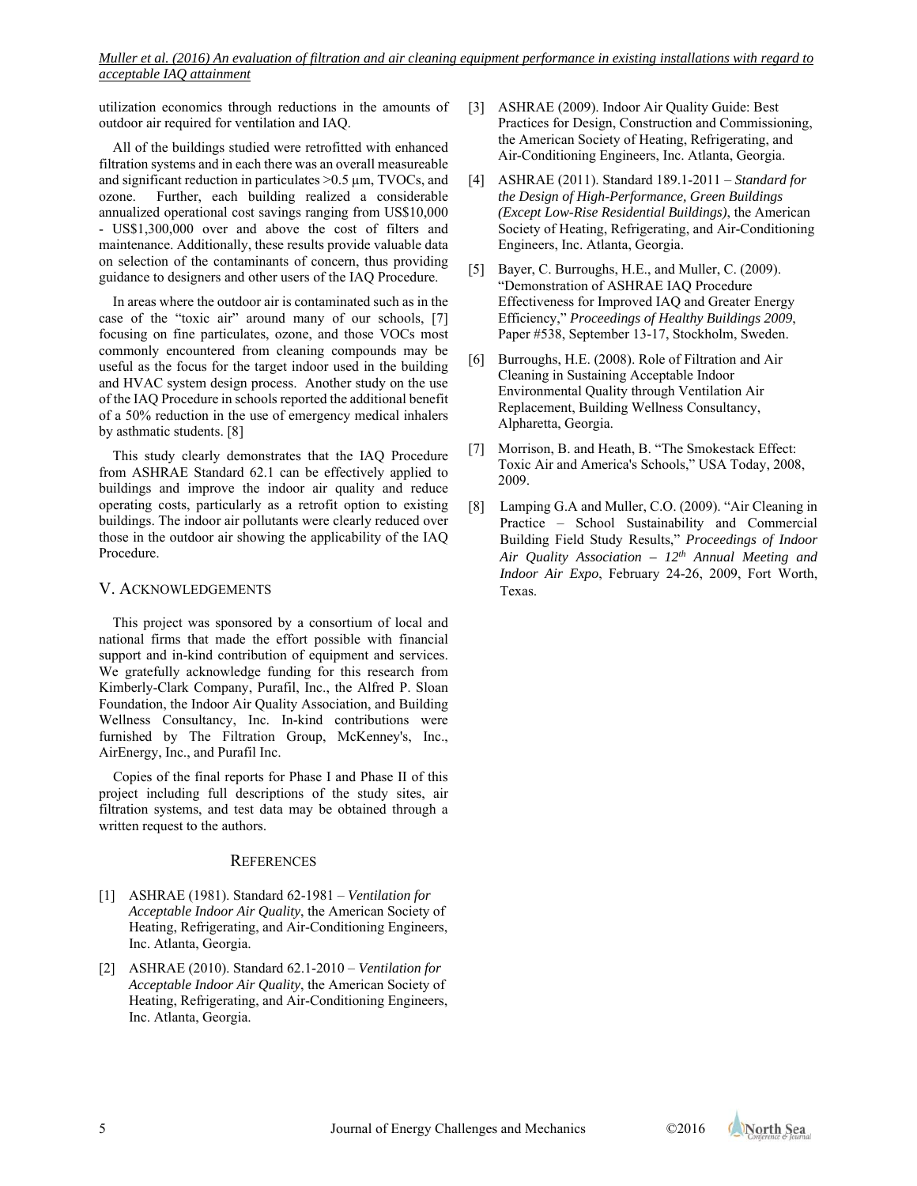utilization economics through reductions in the amounts of outdoor air required for ventilation and IAQ.

All of the buildings studied were retrofitted with enhanced filtration systems and in each there was an overall measureable and significant reduction in particulates >0.5 µm, TVOCs, and ozone. Further, each building realized a considerable annualized operational cost savings ranging from US$10,000 - US$1,300,000 over and above the cost of filters and maintenance. Additionally, these results provide valuable data on selection of the contaminants of concern, thus providing guidance to designers and other users of the IAQ Procedure.

In areas where the outdoor air is contaminated such as in the case of the "toxic air" around many of our schools, [7] focusing on fine particulates, ozone, and those VOCs most commonly encountered from cleaning compounds may be useful as the focus for the target indoor used in the building and HVAC system design process. Another study on the use of the IAQ Procedure in schools reported the additional benefit of a 50% reduction in the use of emergency medical inhalers by asthmatic students. [8]

This study clearly demonstrates that the IAQ Procedure from ASHRAE Standard 62.1 can be effectively applied to buildings and improve the indoor air quality and reduce operating costs, particularly as a retrofit option to existing buildings. The indoor air pollutants were clearly reduced over those in the outdoor air showing the applicability of the IAQ Procedure.

## V. Acknowledgements

This project was sponsored by a consortium of local and national firms that made the effort possible with financial support and in-kind contribution of equipment and services. We gratefully acknowledge funding for this research from Kimberly-Clark Company, Purafil, Inc., the Alfred P. Sloan Foundation, the Indoor Air Quality Association, and Building Wellness Consultancy, Inc. In-kind contributions were furnished by The Filtration Group, McKenney's, Inc., AirEnergy, Inc., and Purafil Inc.

Copies of the final reports for Phase I and Phase II of this project including full descriptions of the study sites, air filtration systems, and test data may be obtained through a written request to the authors.

## References

[1] ASHRAE (1981). Standard 62-1981 – *Ventilation for Acceptable Indoor Air Quality*, the American Society of Heating, Refrigerating, and Air-Conditioning Engineers, Inc. Atlanta, Georgia.

[2] ASHRAE (2010). Standard 62.1-2010 – *Ventilation for Acceptable Indoor Air Quality*, the American Society of Heating, Refrigerating, and Air-Conditioning Engineers, Inc. Atlanta, Georgia.

[3] ASHRAE (2009). Indoor Air Quality Guide: Best Practices for Design, Construction and Commissioning, the American Society of Heating, Refrigerating, and Air-Conditioning Engineers, Inc. Atlanta, Georgia.

[4] ASHRAE (2011). Standard 189.1-2011 – *Standard for the Design of High-Performance, Green Buildings (Except Low-Rise Residential Buildings)*, the American Society of Heating, Refrigerating, and Air-Conditioning Engineers, Inc. Atlanta, Georgia.

[5] Bayer, C. Burroughs, H.E., and Muller, C. (2009). "Demonstration of ASHRAE IAQ Procedure Effectiveness for Improved IAQ and Greater Energy Efficiency," *Proceedings of Healthy Buildings 2009*, Paper #538, September 13-17, Stockholm, Sweden.

[6] Burroughs, H.E. (2008). Role of Filtration and Air Cleaning in Sustaining Acceptable Indoor Environmental Quality through Ventilation Air Replacement, Building Wellness Consultancy, Alpharetta, Georgia.

[7] Morrison, B. and Heath, B. "The Smokestack Effect: Toxic Air and America's Schools," USA Today, 2008, 2009.

[8] Lamping G.A and Muller, C.O. (2009). "Air Cleaning in Practice – School Sustainability and Commercial Building Field Study Results," *Proceedings of Indoor Air Quality Association – 12th Annual Meeting and Indoor Air Expo*, February 24-26, 2009, Fort Worth, Texas.